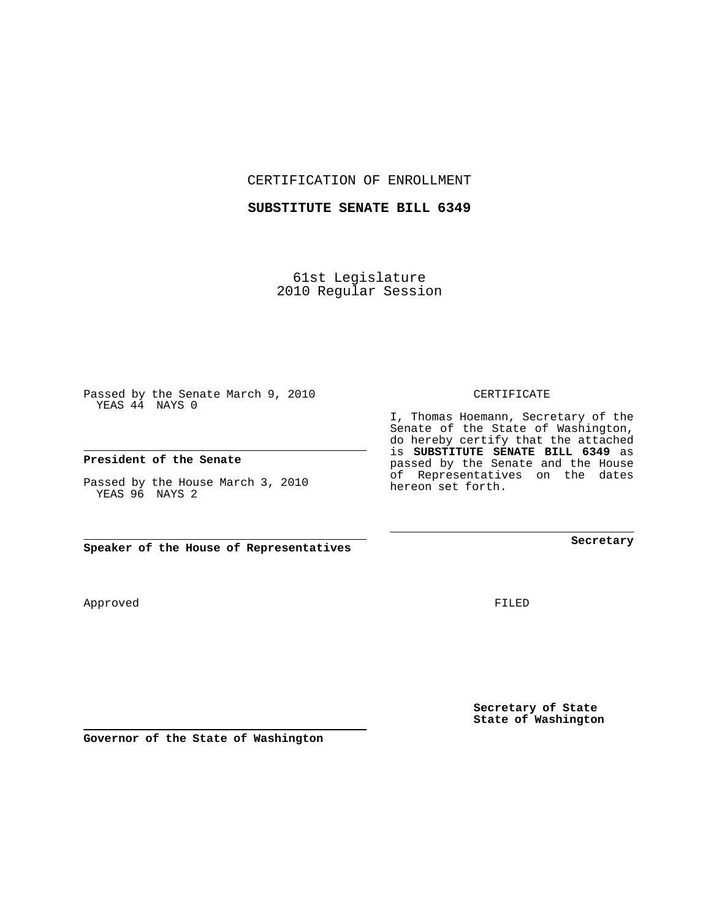CERTIFICATION OF ENROLLMENT

**SUBSTITUTE SENATE BILL 6349**

61st Legislature
2010 Regular Session

Passed by the Senate March 9, 2010
YEAS 44 NAYS 0

**President of the Senate**

Passed by the House March 3, 2010
YEAS 96 NAYS 2

**Speaker of the House of Representatives**

CERTIFICATE

I, Thomas Hoemann, Secretary of the Senate of the State of Washington, do hereby certify that the attached is **SUBSTITUTE SENATE BILL 6349** as passed by the Senate and the House of Representatives on the dates hereon set forth.

**Secretary**

Approved

FILED

**Secretary of State**
**State of Washington**

**Governor of the State of Washington**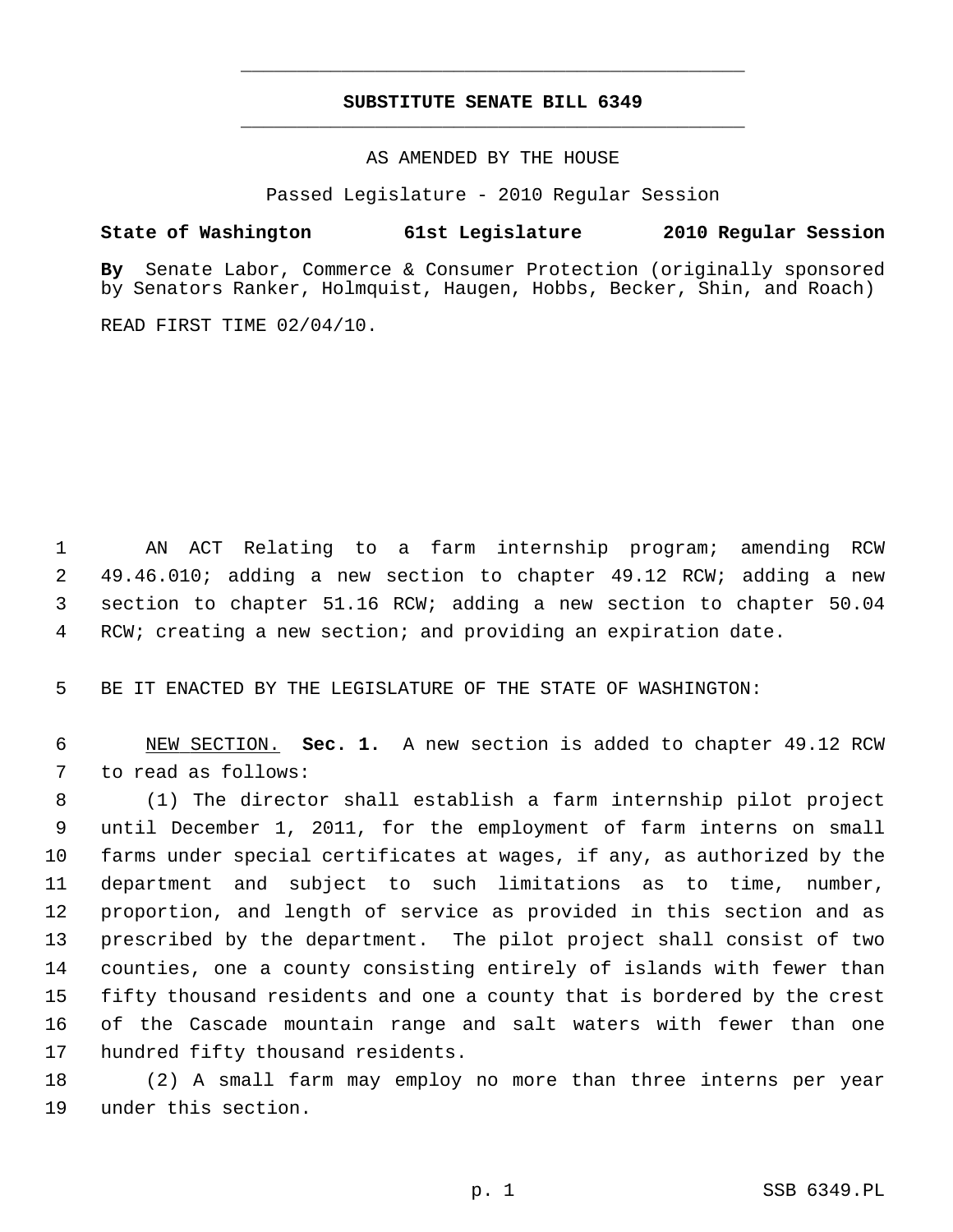# SUBSTITUTE SENATE BILL 6349

AS AMENDED BY THE HOUSE

Passed Legislature - 2010 Regular Session

**State of Washington 61st Legislature 2010 Regular Session**

**By** Senate Labor, Commerce & Consumer Protection (originally sponsored by Senators Ranker, Holmquist, Haugen, Hobbs, Becker, Shin, and Roach)

READ FIRST TIME 02/04/10.

AN ACT Relating to a farm internship program; amending RCW 49.46.010; adding a new section to chapter 49.12 RCW; adding a new section to chapter 51.16 RCW; adding a new section to chapter 50.04 RCW; creating a new section; and providing an expiration date.

BE IT ENACTED BY THE LEGISLATURE OF THE STATE OF WASHINGTON:

NEW SECTION. **Sec. 1.** A new section is added to chapter 49.12 RCW to read as follows:

(1) The director shall establish a farm internship pilot project until December 1, 2011, for the employment of farm interns on small farms under special certificates at wages, if any, as authorized by the department and subject to such limitations as to time, number, proportion, and length of service as provided in this section and as prescribed by the department. The pilot project shall consist of two counties, one a county consisting entirely of islands with fewer than fifty thousand residents and one a county that is bordered by the crest of the Cascade mountain range and salt waters with fewer than one hundred fifty thousand residents.

(2) A small farm may employ no more than three interns per year under this section.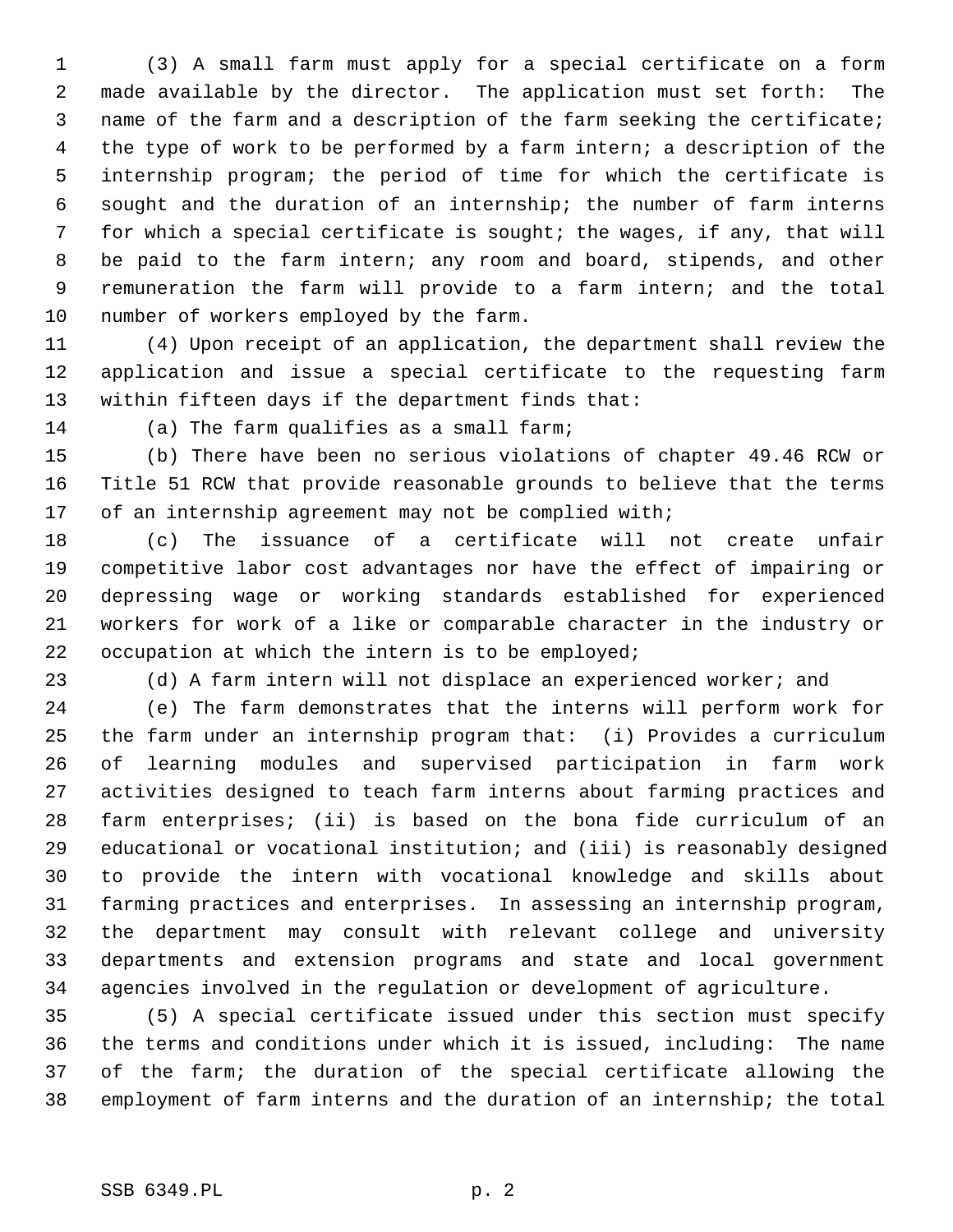(3) A small farm must apply for a special certificate on a form made available by the director. The application must set forth: The name of the farm and a description of the farm seeking the certificate; the type of work to be performed by a farm intern; a description of the internship program; the period of time for which the certificate is sought and the duration of an internship; the number of farm interns for which a special certificate is sought; the wages, if any, that will be paid to the farm intern; any room and board, stipends, and other remuneration the farm will provide to a farm intern; and the total number of workers employed by the farm.

(4) Upon receipt of an application, the department shall review the application and issue a special certificate to the requesting farm within fifteen days if the department finds that:

(a) The farm qualifies as a small farm;

(b) There have been no serious violations of chapter 49.46 RCW or Title 51 RCW that provide reasonable grounds to believe that the terms of an internship agreement may not be complied with;

(c) The issuance of a certificate will not create unfair competitive labor cost advantages nor have the effect of impairing or depressing wage or working standards established for experienced workers for work of a like or comparable character in the industry or occupation at which the intern is to be employed;

(d) A farm intern will not displace an experienced worker; and

(e) The farm demonstrates that the interns will perform work for the farm under an internship program that: (i) Provides a curriculum of learning modules and supervised participation in farm work activities designed to teach farm interns about farming practices and farm enterprises; (ii) is based on the bona fide curriculum of an educational or vocational institution; and (iii) is reasonably designed to provide the intern with vocational knowledge and skills about farming practices and enterprises. In assessing an internship program, the department may consult with relevant college and university departments and extension programs and state and local government agencies involved in the regulation or development of agriculture.

(5) A special certificate issued under this section must specify the terms and conditions under which it is issued, including: The name of the farm; the duration of the special certificate allowing the employment of farm interns and the duration of an internship; the total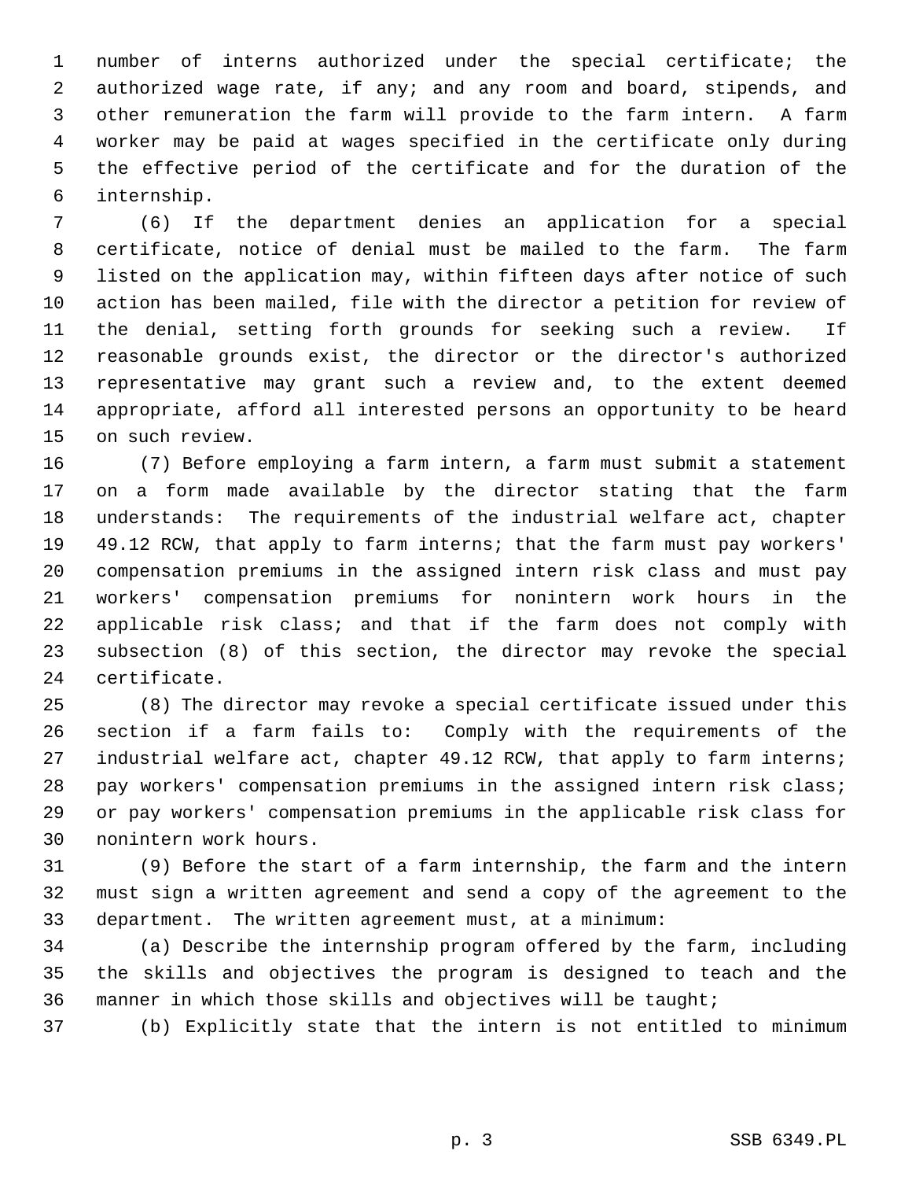number of interns authorized under the special certificate; the authorized wage rate, if any; and any room and board, stipends, and other remuneration the farm will provide to the farm intern. A farm worker may be paid at wages specified in the certificate only during the effective period of the certificate and for the duration of the internship.

(6) If the department denies an application for a special certificate, notice of denial must be mailed to the farm. The farm listed on the application may, within fifteen days after notice of such action has been mailed, file with the director a petition for review of the denial, setting forth grounds for seeking such a review. If reasonable grounds exist, the director or the director's authorized representative may grant such a review and, to the extent deemed appropriate, afford all interested persons an opportunity to be heard on such review.

(7) Before employing a farm intern, a farm must submit a statement on a form made available by the director stating that the farm understands: The requirements of the industrial welfare act, chapter 49.12 RCW, that apply to farm interns; that the farm must pay workers' compensation premiums in the assigned intern risk class and must pay workers' compensation premiums for nonintern work hours in the applicable risk class; and that if the farm does not comply with subsection (8) of this section, the director may revoke the special certificate.

(8) The director may revoke a special certificate issued under this section if a farm fails to: Comply with the requirements of the industrial welfare act, chapter 49.12 RCW, that apply to farm interns; pay workers' compensation premiums in the assigned intern risk class; or pay workers' compensation premiums in the applicable risk class for nonintern work hours.

(9) Before the start of a farm internship, the farm and the intern must sign a written agreement and send a copy of the agreement to the department. The written agreement must, at a minimum:

(a) Describe the internship program offered by the farm, including the skills and objectives the program is designed to teach and the manner in which those skills and objectives will be taught;

(b) Explicitly state that the intern is not entitled to minimum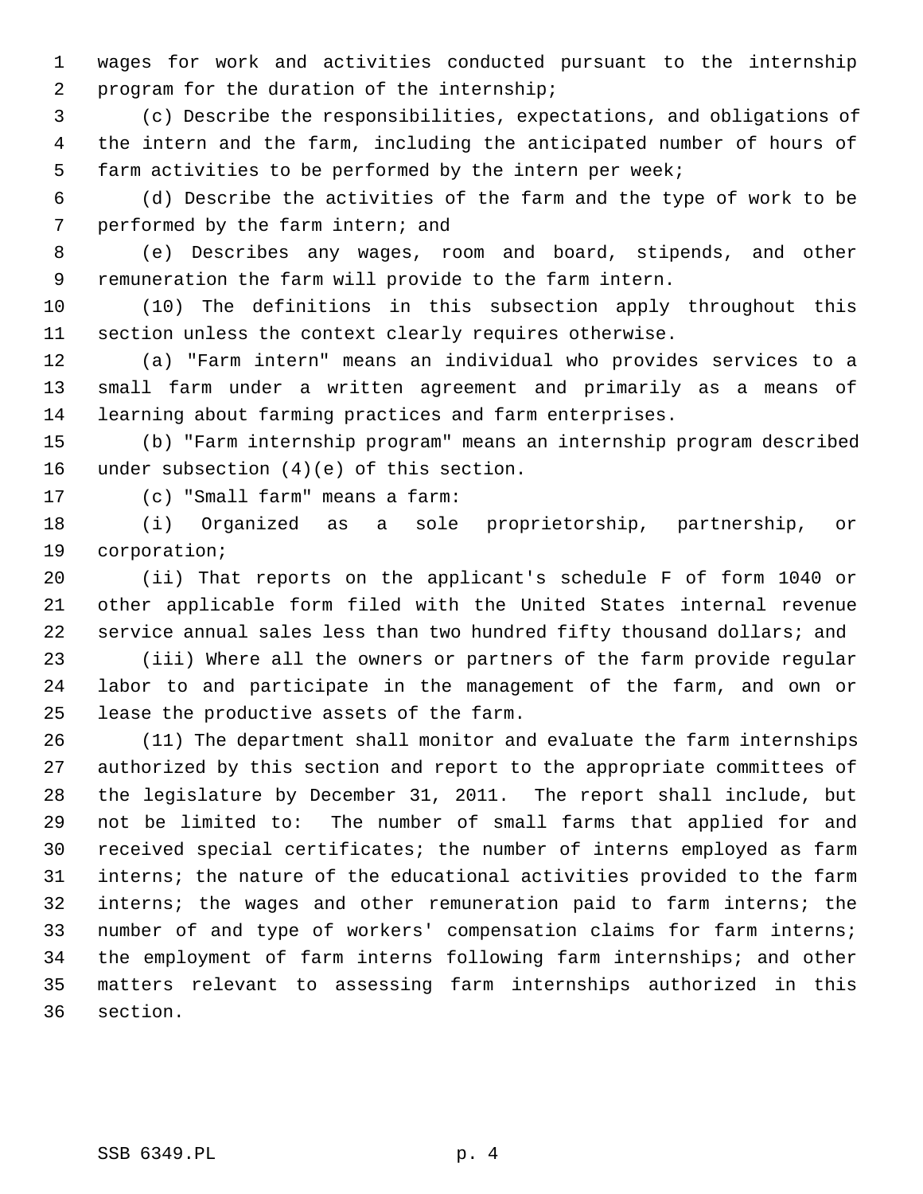wages for work and activities conducted pursuant to the internship program for the duration of the internship;

(c) Describe the responsibilities, expectations, and obligations of the intern and the farm, including the anticipated number of hours of farm activities to be performed by the intern per week;

(d) Describe the activities of the farm and the type of work to be performed by the farm intern; and

(e) Describes any wages, room and board, stipends, and other remuneration the farm will provide to the farm intern.

(10) The definitions in this subsection apply throughout this section unless the context clearly requires otherwise.

(a) "Farm intern" means an individual who provides services to a small farm under a written agreement and primarily as a means of learning about farming practices and farm enterprises.

(b) "Farm internship program" means an internship program described under subsection (4)(e) of this section.

(c) "Small farm" means a farm:

(i) Organized as a sole proprietorship, partnership, or corporation;

(ii) That reports on the applicant's schedule F of form 1040 or other applicable form filed with the United States internal revenue service annual sales less than two hundred fifty thousand dollars; and

(iii) Where all the owners or partners of the farm provide regular labor to and participate in the management of the farm, and own or lease the productive assets of the farm.

(11) The department shall monitor and evaluate the farm internships authorized by this section and report to the appropriate committees of the legislature by December 31, 2011. The report shall include, but not be limited to: The number of small farms that applied for and received special certificates; the number of interns employed as farm interns; the nature of the educational activities provided to the farm interns; the wages and other remuneration paid to farm interns; the number of and type of workers' compensation claims for farm interns; the employment of farm interns following farm internships; and other matters relevant to assessing farm internships authorized in this section.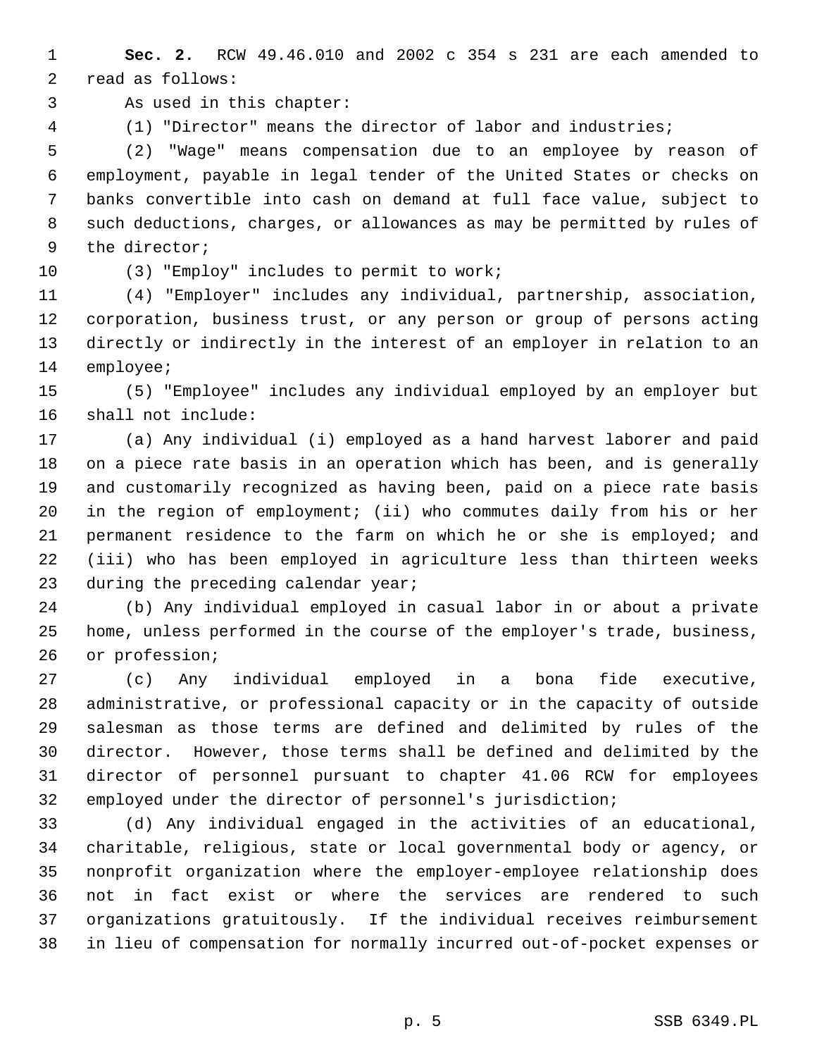**Sec. 2.** RCW 49.46.010 and 2002 c 354 s 231 are each amended to read as follows:

As used in this chapter:

(1) "Director" means the director of labor and industries;

(2) "Wage" means compensation due to an employee by reason of employment, payable in legal tender of the United States or checks on banks convertible into cash on demand at full face value, subject to such deductions, charges, or allowances as may be permitted by rules of the director;

(3) "Employ" includes to permit to work;

(4) "Employer" includes any individual, partnership, association, corporation, business trust, or any person or group of persons acting directly or indirectly in the interest of an employer in relation to an employee;

(5) "Employee" includes any individual employed by an employer but shall not include:

(a) Any individual (i) employed as a hand harvest laborer and paid on a piece rate basis in an operation which has been, and is generally and customarily recognized as having been, paid on a piece rate basis in the region of employment; (ii) who commutes daily from his or her permanent residence to the farm on which he or she is employed; and (iii) who has been employed in agriculture less than thirteen weeks during the preceding calendar year;

(b) Any individual employed in casual labor in or about a private home, unless performed in the course of the employer's trade, business, or profession;

(c) Any individual employed in a bona fide executive, administrative, or professional capacity or in the capacity of outside salesman as those terms are defined and delimited by rules of the director. However, those terms shall be defined and delimited by the director of personnel pursuant to chapter 41.06 RCW for employees employed under the director of personnel's jurisdiction;

(d) Any individual engaged in the activities of an educational, charitable, religious, state or local governmental body or agency, or nonprofit organization where the employer-employee relationship does not in fact exist or where the services are rendered to such organizations gratuitously. If the individual receives reimbursement in lieu of compensation for normally incurred out-of-pocket expenses or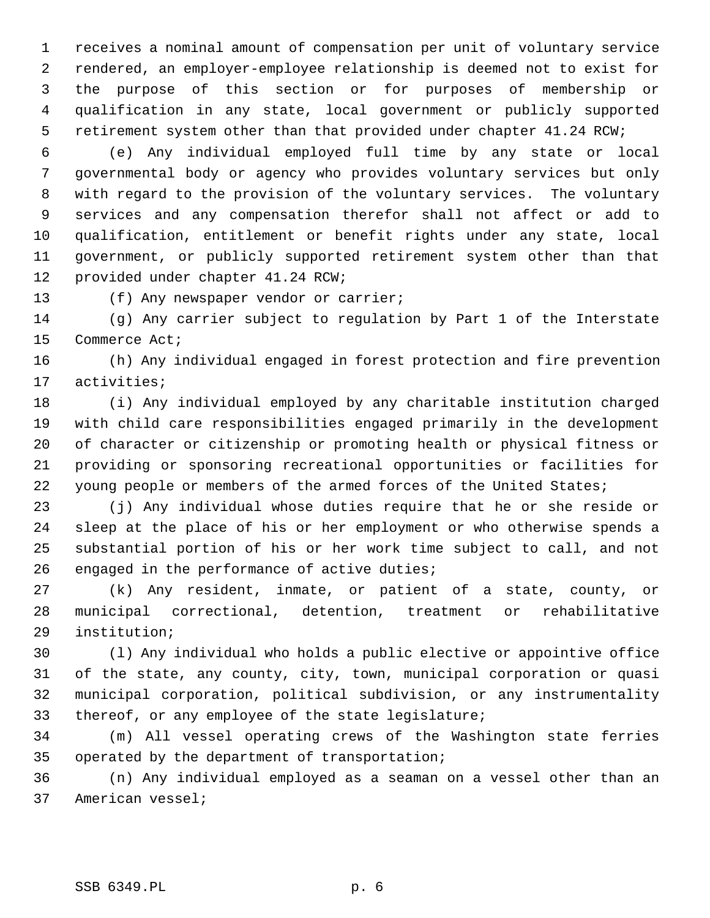receives a nominal amount of compensation per unit of voluntary service rendered, an employer-employee relationship is deemed not to exist for the purpose of this section or for purposes of membership or qualification in any state, local government or publicly supported retirement system other than that provided under chapter 41.24 RCW;

(e) Any individual employed full time by any state or local governmental body or agency who provides voluntary services but only with regard to the provision of the voluntary services. The voluntary services and any compensation therefor shall not affect or add to qualification, entitlement or benefit rights under any state, local government, or publicly supported retirement system other than that provided under chapter 41.24 RCW;

(f) Any newspaper vendor or carrier;

(g) Any carrier subject to regulation by Part 1 of the Interstate Commerce Act;

(h) Any individual engaged in forest protection and fire prevention activities;

(i) Any individual employed by any charitable institution charged with child care responsibilities engaged primarily in the development of character or citizenship or promoting health or physical fitness or providing or sponsoring recreational opportunities or facilities for young people or members of the armed forces of the United States;

(j) Any individual whose duties require that he or she reside or sleep at the place of his or her employment or who otherwise spends a substantial portion of his or her work time subject to call, and not engaged in the performance of active duties;

(k) Any resident, inmate, or patient of a state, county, or municipal correctional, detention, treatment or rehabilitative institution;

(l) Any individual who holds a public elective or appointive office of the state, any county, city, town, municipal corporation or quasi municipal corporation, political subdivision, or any instrumentality thereof, or any employee of the state legislature;

(m) All vessel operating crews of the Washington state ferries operated by the department of transportation;

(n) Any individual employed as a seaman on a vessel other than an American vessel;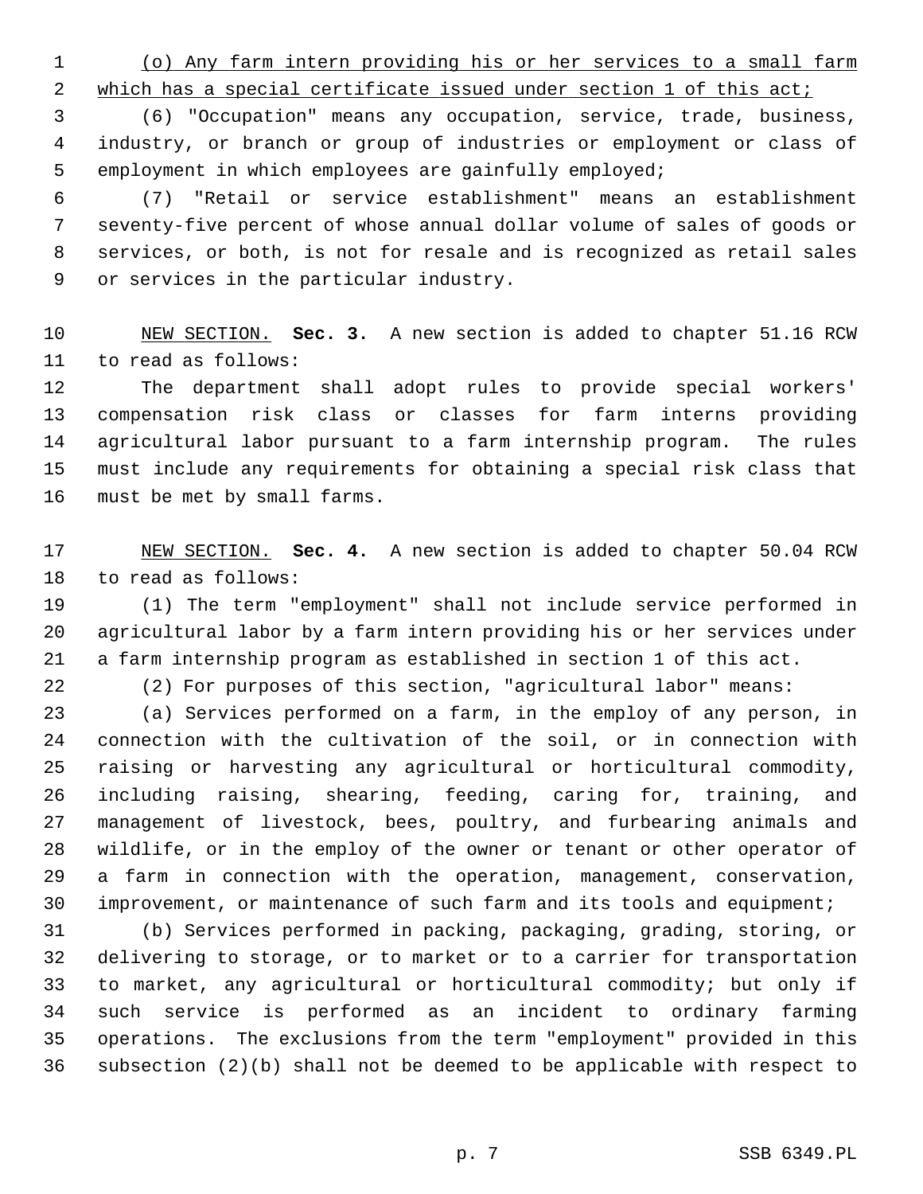(o) Any farm intern providing his or her services to a small farm which has a special certificate issued under section 1 of this act;

(6) "Occupation" means any occupation, service, trade, business, industry, or branch or group of industries or employment or class of employment in which employees are gainfully employed;

(7) "Retail or service establishment" means an establishment seventy-five percent of whose annual dollar volume of sales of goods or services, or both, is not for resale and is recognized as retail sales or services in the particular industry.

NEW SECTION. **Sec. 3.** A new section is added to chapter 51.16 RCW to read as follows:

The department shall adopt rules to provide special workers' compensation risk class or classes for farm interns providing agricultural labor pursuant to a farm internship program. The rules must include any requirements for obtaining a special risk class that must be met by small farms.

NEW SECTION. **Sec. 4.** A new section is added to chapter 50.04 RCW to read as follows:

(1) The term "employment" shall not include service performed in agricultural labor by a farm intern providing his or her services under a farm internship program as established in section 1 of this act.

(2) For purposes of this section, "agricultural labor" means:

(a) Services performed on a farm, in the employ of any person, in connection with the cultivation of the soil, or in connection with raising or harvesting any agricultural or horticultural commodity, including raising, shearing, feeding, caring for, training, and management of livestock, bees, poultry, and furbearing animals and wildlife, or in the employ of the owner or tenant or other operator of a farm in connection with the operation, management, conservation, improvement, or maintenance of such farm and its tools and equipment;

(b) Services performed in packing, packaging, grading, storing, or delivering to storage, or to market or to a carrier for transportation to market, any agricultural or horticultural commodity; but only if such service is performed as an incident to ordinary farming operations. The exclusions from the term "employment" provided in this subsection (2)(b) shall not be deemed to be applicable with respect to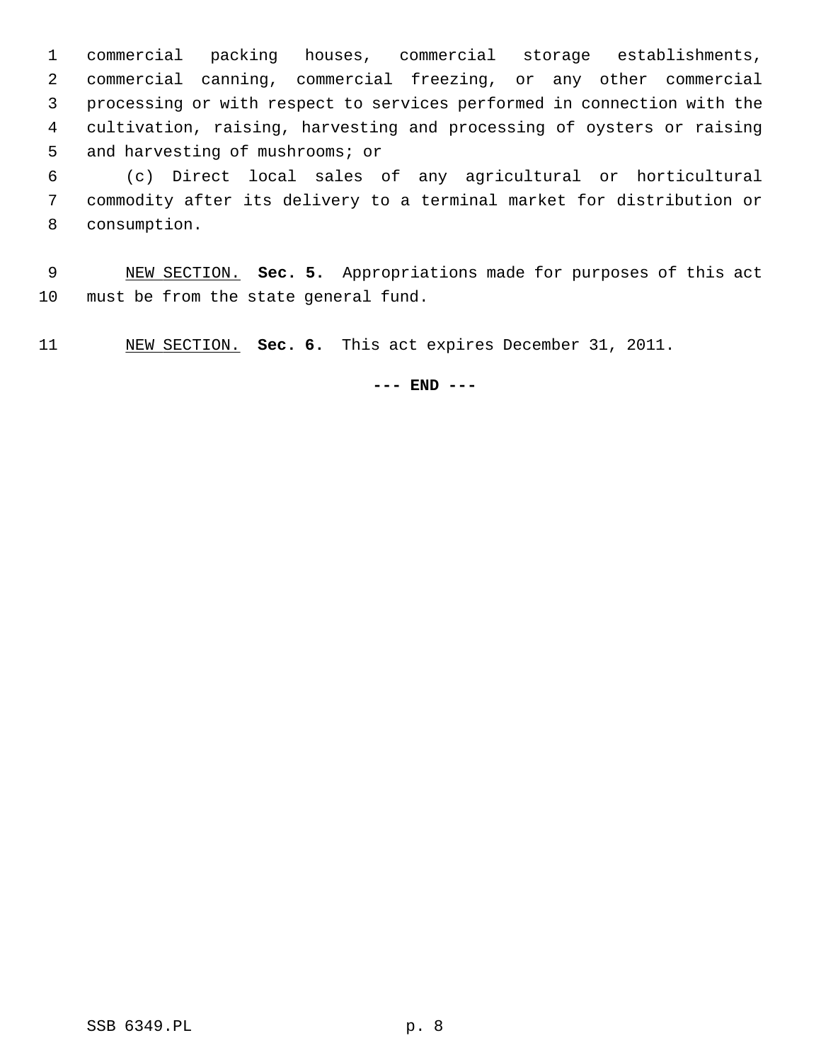commercial packing houses, commercial storage establishments, commercial canning, commercial freezing, or any other commercial processing or with respect to services performed in connection with the cultivation, raising, harvesting and processing of oysters or raising and harvesting of mushrooms; or

(c) Direct local sales of any agricultural or horticultural commodity after its delivery to a terminal market for distribution or consumption.

NEW SECTION. **Sec. 5.** Appropriations made for purposes of this act must be from the state general fund.

NEW SECTION. **Sec. 6.** This act expires December 31, 2011.

**--- END ---**